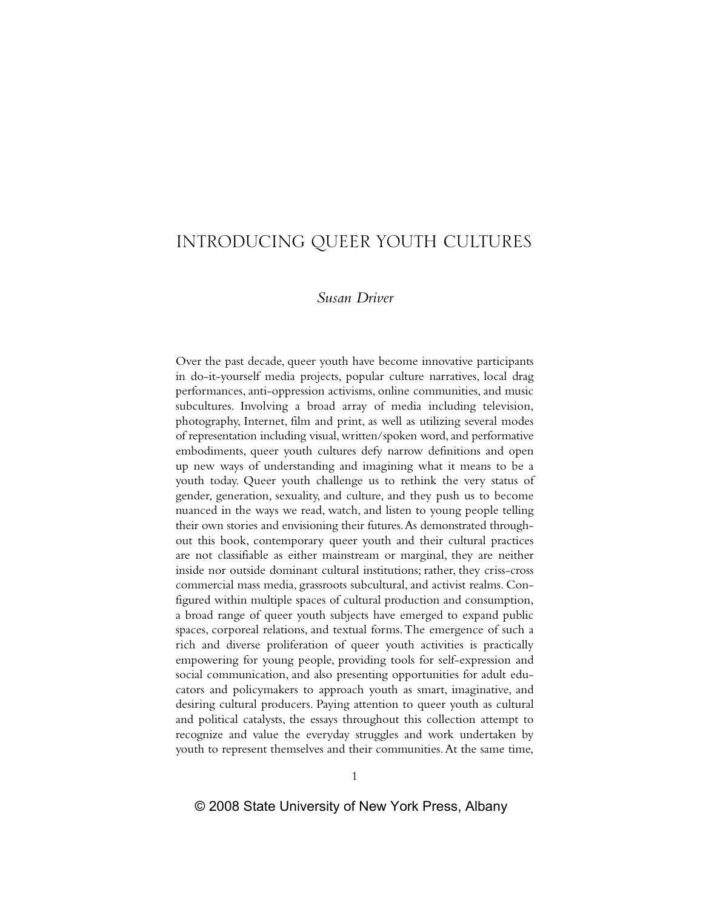# INTRODUCING QUEER YOUTH CULTURES

*Susan Driver*

Over the past decade, queer youth have become innovative participants in do-it-yourself media projects, popular culture narratives, local drag performances, anti-oppression activisms, online communities, and music subcultures. Involving a broad array of media including television, photography, Internet, film and print, as well as utilizing several modes of representation including visual, written/spoken word, and performative embodiments, queer youth cultures defy narrow definitions and open up new ways of understanding and imagining what it means to be a youth today. Queer youth challenge us to rethink the very status of gender, generation, sexuality, and culture, and they push us to become nuanced in the ways we read, watch, and listen to young people telling their own stories and envisioning their futures. As demonstrated throughout this book, contemporary queer youth and their cultural practices are not classifiable as either mainstream or marginal, they are neither inside nor outside dominant cultural institutions; rather, they criss-cross commercial mass media, grassroots subcultural, and activist realms. Configured within multiple spaces of cultural production and consumption, a broad range of queer youth subjects have emerged to expand public spaces, corporeal relations, and textual forms. The emergence of such a rich and diverse proliferation of queer youth activities is practically empowering for young people, providing tools for self-expression and social communication, and also presenting opportunities for adult educators and policymakers to approach youth as smart, imaginative, and desiring cultural producers. Paying attention to queer youth as cultural and political catalysts, the essays throughout this collection attempt to recognize and value the everyday struggles and work undertaken by youth to represent themselves and their communities. At the same time,

© 2008 State University of New York Press, Albany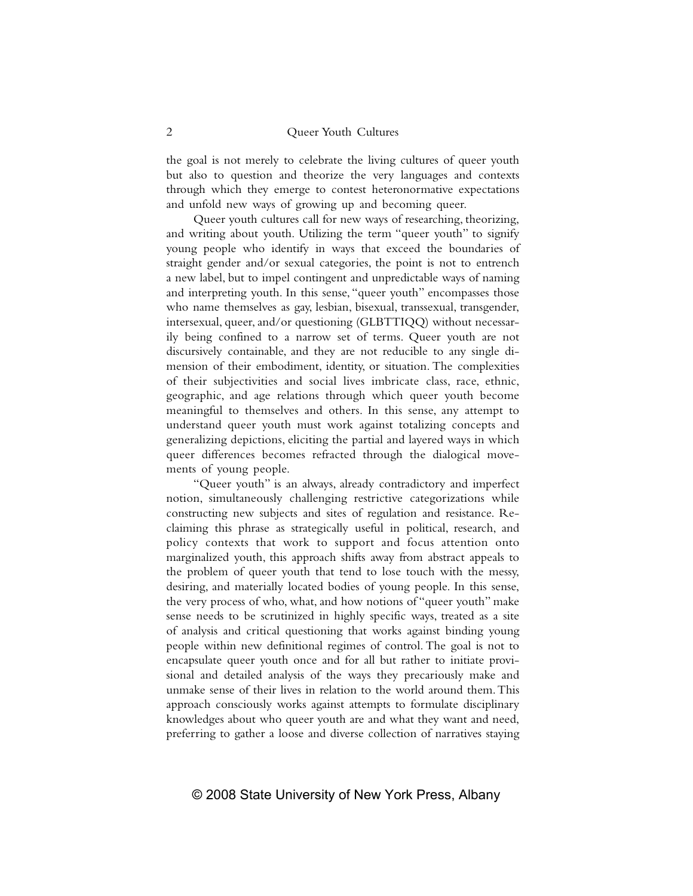the goal is not merely to celebrate the living cultures of queer youth but also to question and theorize the very languages and contexts through which they emerge to contest heteronormative expectations and unfold new ways of growing up and becoming queer.

Queer youth cultures call for new ways of researching, theorizing, and writing about youth. Utilizing the term "queer youth" to signify young people who identify in ways that exceed the boundaries of straight gender and/or sexual categories, the point is not to entrench a new label, but to impel contingent and unpredictable ways of naming and interpreting youth. In this sense, "queer youth" encompasses those who name themselves as gay, lesbian, bisexual, transsexual, transgender, intersexual, queer, and/or questioning (GLBTTIQQ) without necessarily being confined to a narrow set of terms. Queer youth are not discursively containable, and they are not reducible to any single dimension of their embodiment, identity, or situation. The complexities of their subjectivities and social lives imbricate class, race, ethnic, geographic, and age relations through which queer youth become meaningful to themselves and others. In this sense, any attempt to understand queer youth must work against totalizing concepts and generalizing depictions, eliciting the partial and layered ways in which queer differences becomes refracted through the dialogical movements of young people.

"Queer youth" is an always, already contradictory and imperfect notion, simultaneously challenging restrictive categorizations while constructing new subjects and sites of regulation and resistance. Reclaiming this phrase as strategically useful in political, research, and policy contexts that work to support and focus attention onto marginalized youth, this approach shifts away from abstract appeals to the problem of queer youth that tend to lose touch with the messy, desiring, and materially located bodies of young people. In this sense, the very process of who, what, and how notions of "queer youth" make sense needs to be scrutinized in highly specific ways, treated as a site of analysis and critical questioning that works against binding young people within new definitional regimes of control. The goal is not to encapsulate queer youth once and for all but rather to initiate provisional and detailed analysis of the ways they precariously make and unmake sense of their lives in relation to the world around them. This approach consciously works against attempts to formulate disciplinary knowledges about who queer youth are and what they want and need, preferring to gather a loose and diverse collection of narratives staying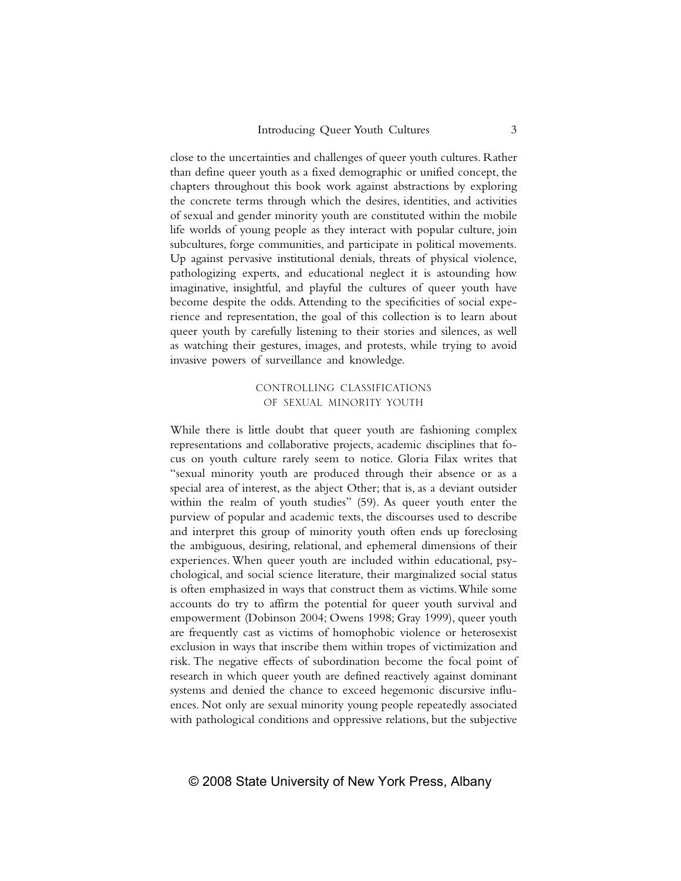close to the uncertainties and challenges of queer youth cultures. Rather than define queer youth as a fixed demographic or unified concept, the chapters throughout this book work against abstractions by exploring the concrete terms through which the desires, identities, and activities of sexual and gender minority youth are constituted within the mobile life worlds of young people as they interact with popular culture, join subcultures, forge communities, and participate in political movements. Up against pervasive institutional denials, threats of physical violence, pathologizing experts, and educational neglect it is astounding how imaginative, insightful, and playful the cultures of queer youth have become despite the odds. Attending to the specificities of social experience and representation, the goal of this collection is to learn about queer youth by carefully listening to their stories and silences, as well as watching their gestures, images, and protests, while trying to avoid invasive powers of surveillance and knowledge.

## CONTROLLING CLASSIFICATIONS OF SEXUAL MINORITY YOUTH

While there is little doubt that queer youth are fashioning complex representations and collaborative projects, academic disciplines that focus on youth culture rarely seem to notice. Gloria Filax writes that "sexual minority youth are produced through their absence or as a special area of interest, as the abject Other; that is, as a deviant outsider within the realm of youth studies" (59). As queer youth enter the purview of popular and academic texts, the discourses used to describe and interpret this group of minority youth often ends up foreclosing the ambiguous, desiring, relational, and ephemeral dimensions of their experiences. When queer youth are included within educational, psychological, and social science literature, their marginalized social status is often emphasized in ways that construct them as victims. While some accounts do try to affirm the potential for queer youth survival and empowerment (Dobinson 2004; Owens 1998; Gray 1999), queer youth are frequently cast as victims of homophobic violence or heterosexist exclusion in ways that inscribe them within tropes of victimization and risk. The negative effects of subordination become the focal point of research in which queer youth are defined reactively against dominant systems and denied the chance to exceed hegemonic discursive influences. Not only are sexual minority young people repeatedly associated with pathological conditions and oppressive relations, but the subjective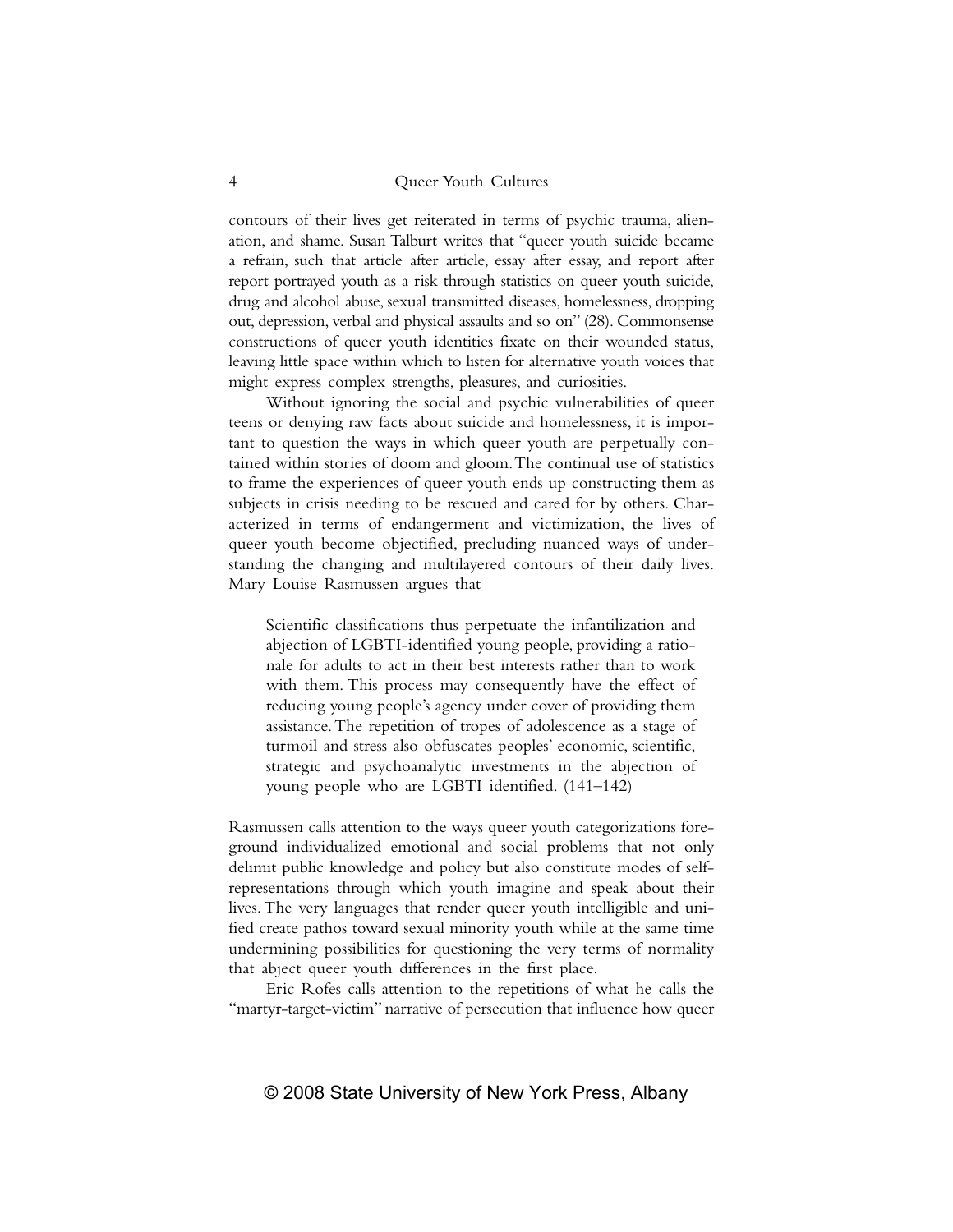contours of their lives get reiterated in terms of psychic trauma, alienation, and shame. Susan Talburt writes that "queer youth suicide became a refrain, such that article after article, essay after essay, and report after report portrayed youth as a risk through statistics on queer youth suicide, drug and alcohol abuse, sexual transmitted diseases, homelessness, dropping out, depression, verbal and physical assaults and so on" (28). Commonsense constructions of queer youth identities fixate on their wounded status, leaving little space within which to listen for alternative youth voices that might express complex strengths, pleasures, and curiosities.

Without ignoring the social and psychic vulnerabilities of queer teens or denying raw facts about suicide and homelessness, it is important to question the ways in which queer youth are perpetually contained within stories of doom and gloom. The continual use of statistics to frame the experiences of queer youth ends up constructing them as subjects in crisis needing to be rescued and cared for by others. Characterized in terms of endangerment and victimization, the lives of queer youth become objectified, precluding nuanced ways of understanding the changing and multilayered contours of their daily lives. Mary Louise Rasmussen argues that

> Scientific classifications thus perpetuate the infantilization and abjection of LGBTI-identified young people, providing a rationale for adults to act in their best interests rather than to work with them. This process may consequently have the effect of reducing young people's agency under cover of providing them assistance. The repetition of tropes of adolescence as a stage of turmoil and stress also obfuscates peoples' economic, scientific, strategic and psychoanalytic investments in the abjection of young people who are LGBTI identified. (141–142)

Rasmussen calls attention to the ways queer youth categorizations foreground individualized emotional and social problems that not only delimit public knowledge and policy but also constitute modes of self-representations through which youth imagine and speak about their lives. The very languages that render queer youth intelligible and unified create pathos toward sexual minority youth while at the same time undermining possibilities for questioning the very terms of normality that abject queer youth differences in the first place.

Eric Rofes calls attention to the repetitions of what he calls the "martyr-target-victim" narrative of persecution that influence how queer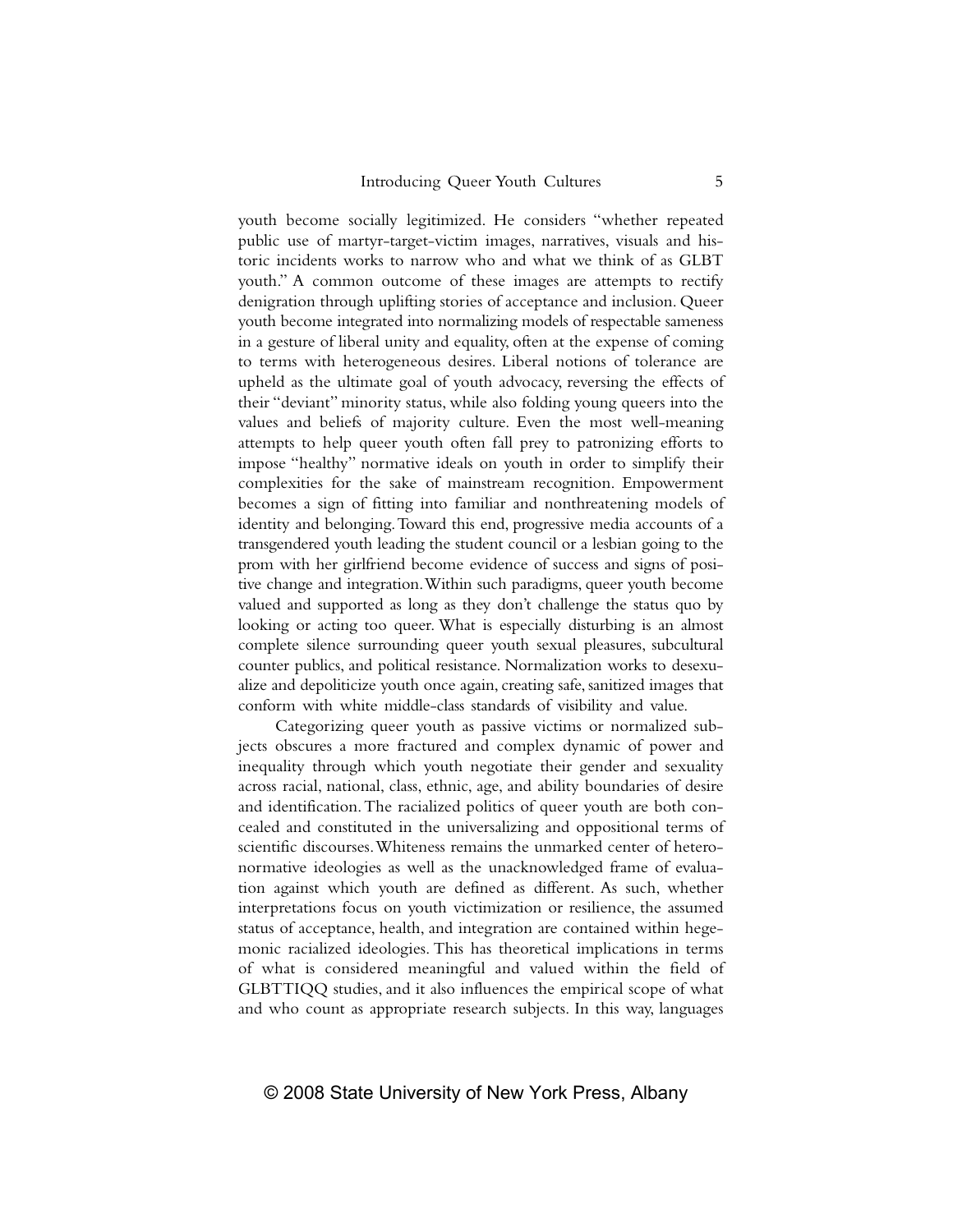youth become socially legitimized. He considers "whether repeated public use of martyr-target-victim images, narratives, visuals and historic incidents works to narrow who and what we think of as GLBT youth." A common outcome of these images are attempts to rectify denigration through uplifting stories of acceptance and inclusion. Queer youth become integrated into normalizing models of respectable sameness in a gesture of liberal unity and equality, often at the expense of coming to terms with heterogeneous desires. Liberal notions of tolerance are upheld as the ultimate goal of youth advocacy, reversing the effects of their "deviant" minority status, while also folding young queers into the values and beliefs of majority culture. Even the most well-meaning attempts to help queer youth often fall prey to patronizing efforts to impose "healthy" normative ideals on youth in order to simplify their complexities for the sake of mainstream recognition. Empowerment becomes a sign of fitting into familiar and nonthreatening models of identity and belonging. Toward this end, progressive media accounts of a transgendered youth leading the student council or a lesbian going to the prom with her girlfriend become evidence of success and signs of positive change and integration. Within such paradigms, queer youth become valued and supported as long as they don't challenge the status quo by looking or acting too queer. What is especially disturbing is an almost complete silence surrounding queer youth sexual pleasures, subcultural counter publics, and political resistance. Normalization works to desexualize and depoliticize youth once again, creating safe, sanitized images that conform with white middle-class standards of visibility and value.

Categorizing queer youth as passive victims or normalized subjects obscures a more fractured and complex dynamic of power and inequality through which youth negotiate their gender and sexuality across racial, national, class, ethnic, age, and ability boundaries of desire and identification. The racialized politics of queer youth are both concealed and constituted in the universalizing and oppositional terms of scientific discourses. Whiteness remains the unmarked center of heteronormative ideologies as well as the unacknowledged frame of evaluation against which youth are defined as different. As such, whether interpretations focus on youth victimization or resilience, the assumed status of acceptance, health, and integration are contained within hegemonic racialized ideologies. This has theoretical implications in terms of what is considered meaningful and valued within the field of GLBTTIQQ studies, and it also influences the empirical scope of what and who count as appropriate research subjects. In this way, languages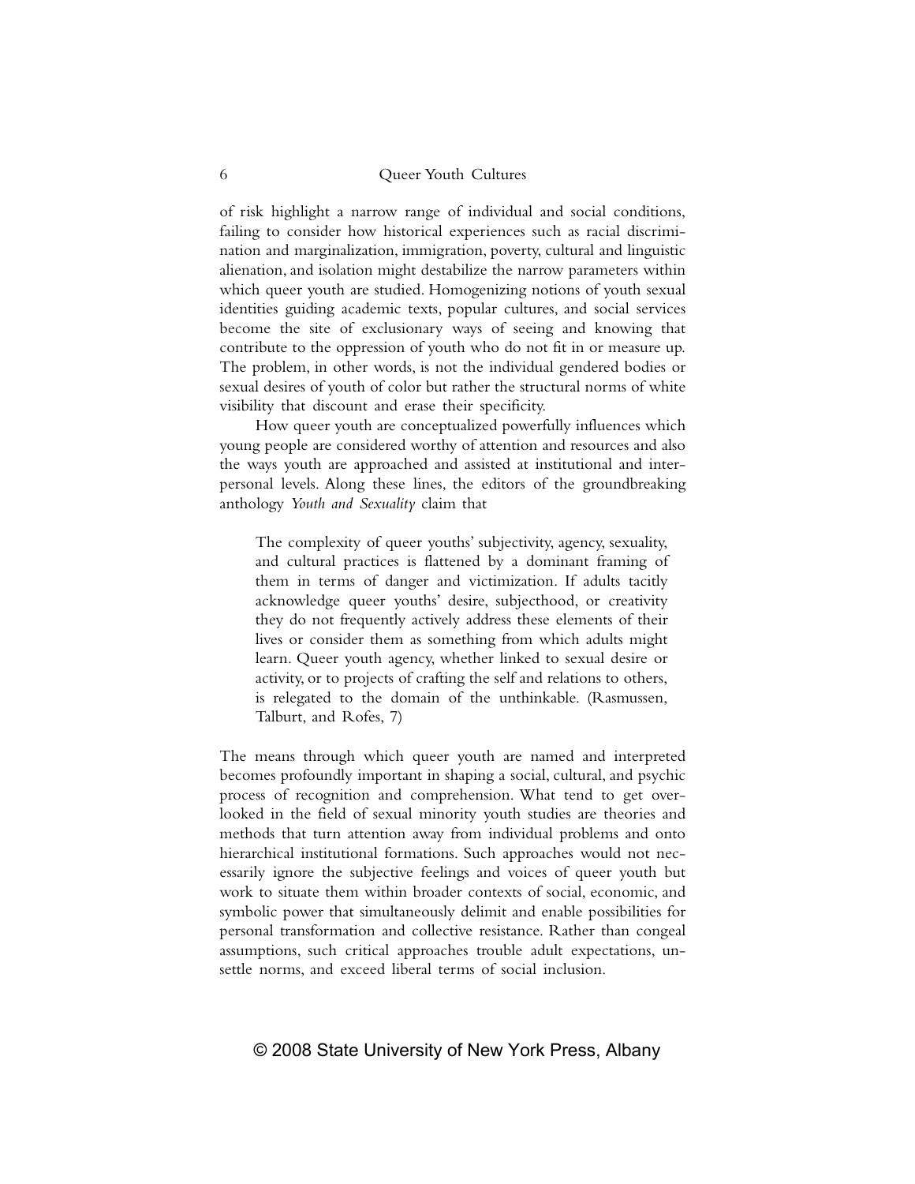of risk highlight a narrow range of individual and social conditions, failing to consider how historical experiences such as racial discrimination and marginalization, immigration, poverty, cultural and linguistic alienation, and isolation might destabilize the narrow parameters within which queer youth are studied. Homogenizing notions of youth sexual identities guiding academic texts, popular cultures, and social services become the site of exclusionary ways of seeing and knowing that contribute to the oppression of youth who do not fit in or measure up. The problem, in other words, is not the individual gendered bodies or sexual desires of youth of color but rather the structural norms of white visibility that discount and erase their specificity.

How queer youth are conceptualized powerfully influences which young people are considered worthy of attention and resources and also the ways youth are approached and assisted at institutional and interpersonal levels. Along these lines, the editors of the groundbreaking anthology *Youth and Sexuality* claim that

> The complexity of queer youths' subjectivity, agency, sexuality, and cultural practices is flattened by a dominant framing of them in terms of danger and victimization. If adults tacitly acknowledge queer youths' desire, subjecthood, or creativity they do not frequently actively address these elements of their lives or consider them as something from which adults might learn. Queer youth agency, whether linked to sexual desire or activity, or to projects of crafting the self and relations to others, is relegated to the domain of the unthinkable. (Rasmussen, Talburt, and Rofes, 7)

The means through which queer youth are named and interpreted becomes profoundly important in shaping a social, cultural, and psychic process of recognition and comprehension. What tend to get overlooked in the field of sexual minority youth studies are theories and methods that turn attention away from individual problems and onto hierarchical institutional formations. Such approaches would not necessarily ignore the subjective feelings and voices of queer youth but work to situate them within broader contexts of social, economic, and symbolic power that simultaneously delimit and enable possibilities for personal transformation and collective resistance. Rather than congeal assumptions, such critical approaches trouble adult expectations, unsettle norms, and exceed liberal terms of social inclusion.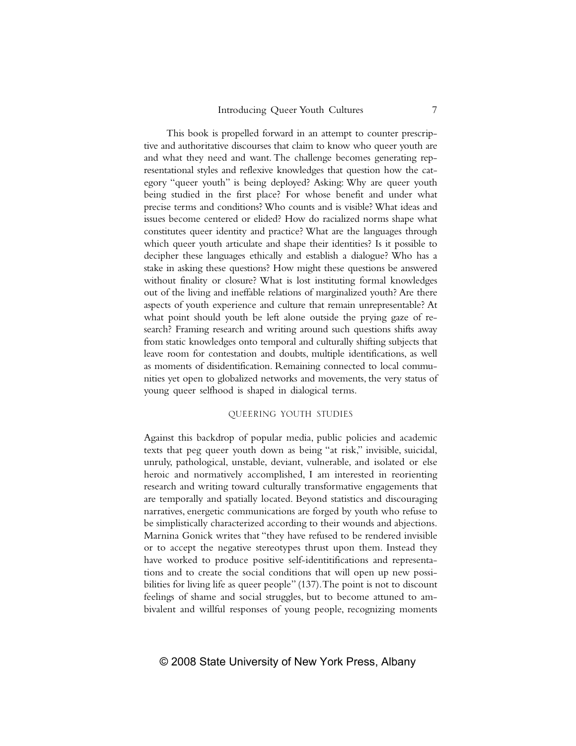This book is propelled forward in an attempt to counter prescriptive and authoritative discourses that claim to know who queer youth are and what they need and want. The challenge becomes generating representational styles and reflexive knowledges that question how the category "queer youth" is being deployed? Asking: Why are queer youth being studied in the first place? For whose benefit and under what precise terms and conditions? Who counts and is visible? What ideas and issues become centered or elided? How do racialized norms shape what constitutes queer identity and practice? What are the languages through which queer youth articulate and shape their identities? Is it possible to decipher these languages ethically and establish a dialogue? Who has a stake in asking these questions? How might these questions be answered without finality or closure? What is lost instituting formal knowledges out of the living and ineffable relations of marginalized youth? Are there aspects of youth experience and culture that remain unrepresentable? At what point should youth be left alone outside the prying gaze of research? Framing research and writing around such questions shifts away from static knowledges onto temporal and culturally shifting subjects that leave room for contestation and doubts, multiple identifications, as well as moments of disidentification. Remaining connected to local communities yet open to globalized networks and movements, the very status of young queer selfhood is shaped in dialogical terms.

## QUEERING YOUTH STUDIES

Against this backdrop of popular media, public policies and academic texts that peg queer youth down as being "at risk," invisible, suicidal, unruly, pathological, unstable, deviant, vulnerable, and isolated or else heroic and normatively accomplished, I am interested in reorienting research and writing toward culturally transformative engagements that are temporally and spatially located. Beyond statistics and discouraging narratives, energetic communications are forged by youth who refuse to be simplistically characterized according to their wounds and abjections. Marnina Gonick writes that "they have refused to be rendered invisible or to accept the negative stereotypes thrust upon them. Instead they have worked to produce positive self-identitifications and representations and to create the social conditions that will open up new possibilities for living life as queer people" (137). The point is not to discount feelings of shame and social struggles, but to become attuned to ambivalent and willful responses of young people, recognizing moments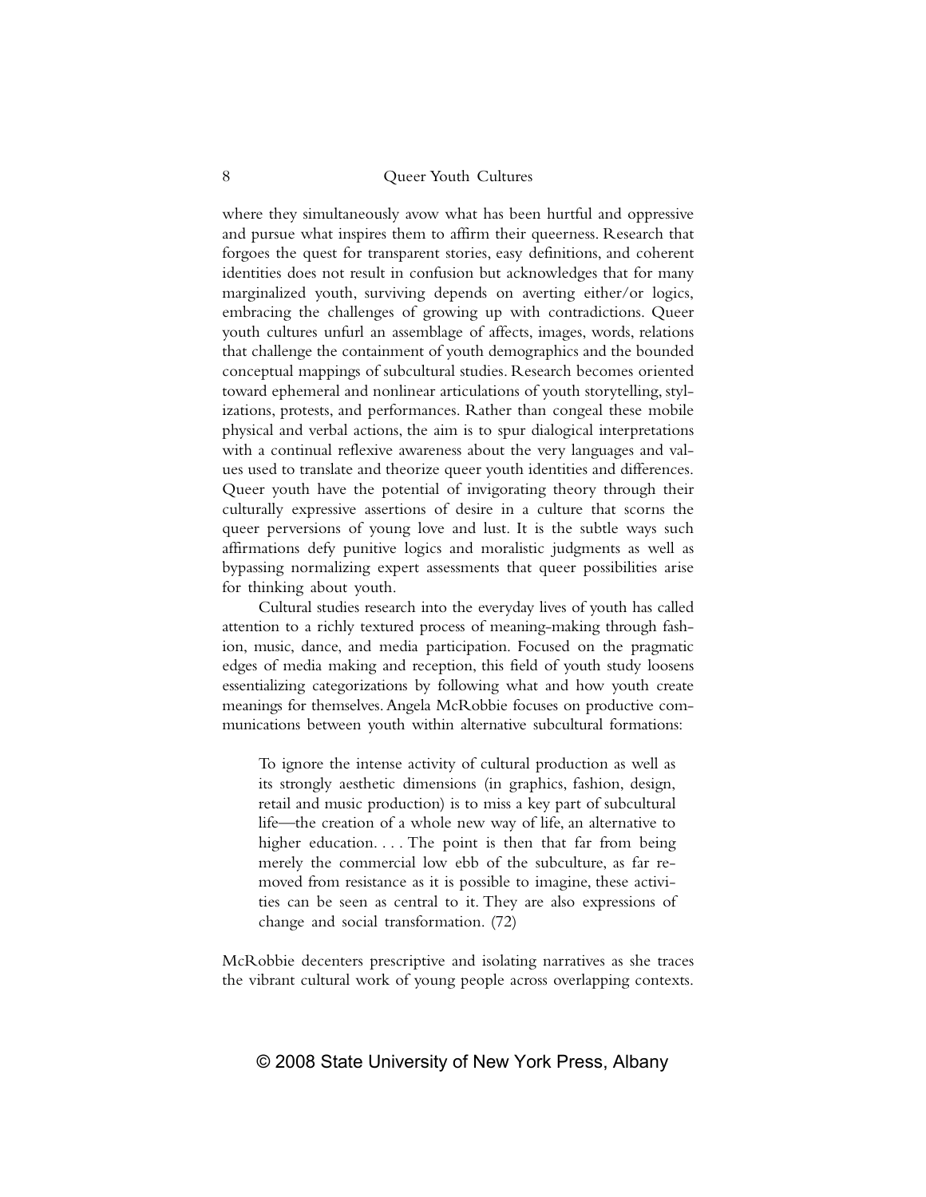where they simultaneously avow what has been hurtful and oppressive and pursue what inspires them to affirm their queerness. Research that forgoes the quest for transparent stories, easy definitions, and coherent identities does not result in confusion but acknowledges that for many marginalized youth, surviving depends on averting either/or logics, embracing the challenges of growing up with contradictions. Queer youth cultures unfurl an assemblage of affects, images, words, relations that challenge the containment of youth demographics and the bounded conceptual mappings of subcultural studies. Research becomes oriented toward ephemeral and nonlinear articulations of youth storytelling, stylizations, protests, and performances. Rather than congeal these mobile physical and verbal actions, the aim is to spur dialogical interpretations with a continual reflexive awareness about the very languages and values used to translate and theorize queer youth identities and differences. Queer youth have the potential of invigorating theory through their culturally expressive assertions of desire in a culture that scorns the queer perversions of young love and lust. It is the subtle ways such affirmations defy punitive logics and moralistic judgments as well as bypassing normalizing expert assessments that queer possibilities arise for thinking about youth.

Cultural studies research into the everyday lives of youth has called attention to a richly textured process of meaning-making through fashion, music, dance, and media participation. Focused on the pragmatic edges of media making and reception, this field of youth study loosens essentializing categorizations by following what and how youth create meanings for themselves. Angela McRobbie focuses on productive communications between youth within alternative subcultural formations:

> To ignore the intense activity of cultural production as well as its strongly aesthetic dimensions (in graphics, fashion, design, retail and music production) is to miss a key part of subcultural life—the creation of a whole new way of life, an alternative to higher education. . . . The point is then that far from being merely the commercial low ebb of the subculture, as far removed from resistance as it is possible to imagine, these activities can be seen as central to it. They are also expressions of change and social transformation. (72)

McRobbie decenters prescriptive and isolating narratives as she traces the vibrant cultural work of young people across overlapping contexts.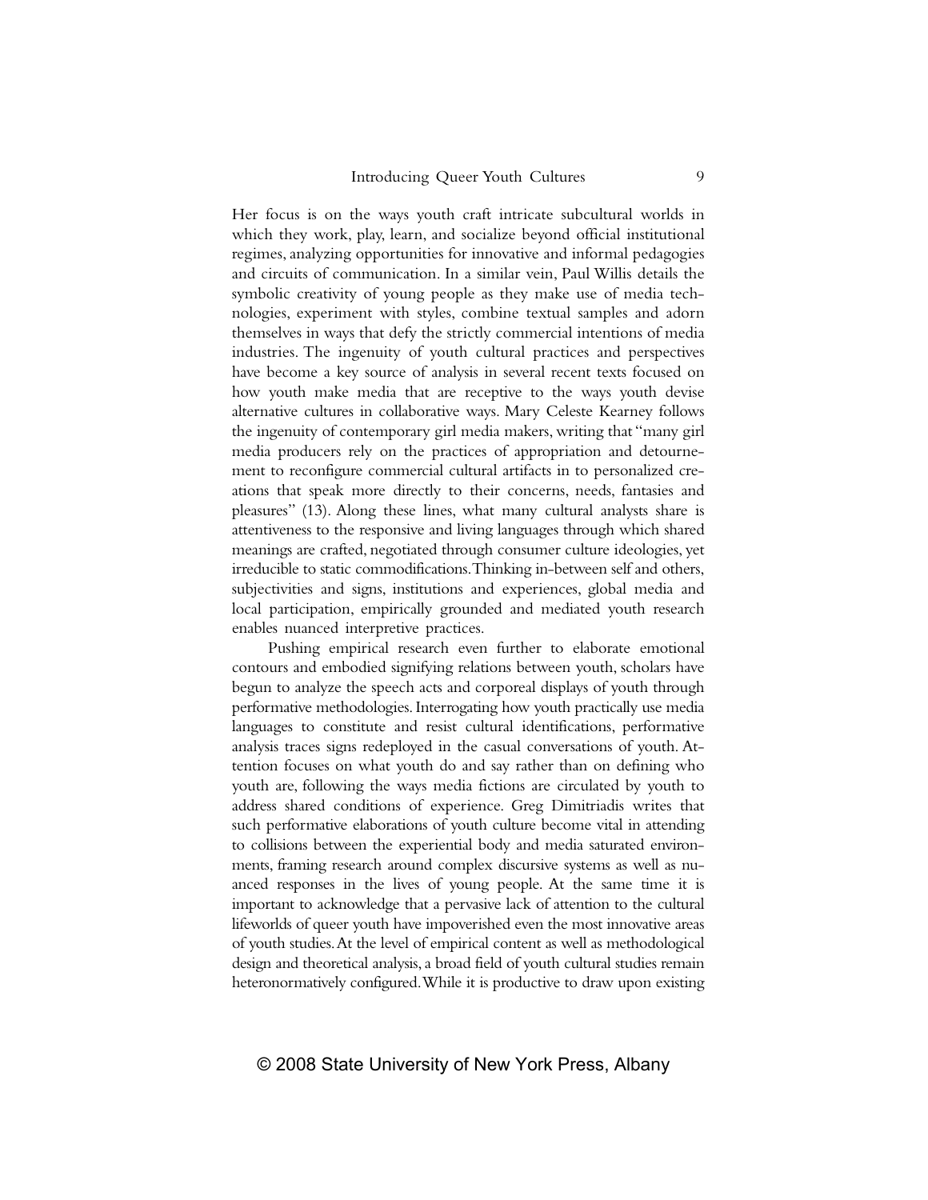Her focus is on the ways youth craft intricate subcultural worlds in which they work, play, learn, and socialize beyond official institutional regimes, analyzing opportunities for innovative and informal pedagogies and circuits of communication. In a similar vein, Paul Willis details the symbolic creativity of young people as they make use of media technologies, experiment with styles, combine textual samples and adorn themselves in ways that defy the strictly commercial intentions of media industries. The ingenuity of youth cultural practices and perspectives have become a key source of analysis in several recent texts focused on how youth make media that are receptive to the ways youth devise alternative cultures in collaborative ways. Mary Celeste Kearney follows the ingenuity of contemporary girl media makers, writing that "many girl media producers rely on the practices of appropriation and detournement to reconfigure commercial cultural artifacts in to personalized creations that speak more directly to their concerns, needs, fantasies and pleasures" (13). Along these lines, what many cultural analysts share is attentiveness to the responsive and living languages through which shared meanings are crafted, negotiated through consumer culture ideologies, yet irreducible to static commodifications. Thinking in-between self and others, subjectivities and signs, institutions and experiences, global media and local participation, empirically grounded and mediated youth research enables nuanced interpretive practices.

Pushing empirical research even further to elaborate emotional contours and embodied signifying relations between youth, scholars have begun to analyze the speech acts and corporeal displays of youth through performative methodologies. Interrogating how youth practically use media languages to constitute and resist cultural identifications, performative analysis traces signs redeployed in the casual conversations of youth. Attention focuses on what youth do and say rather than on defining who youth are, following the ways media fictions are circulated by youth to address shared conditions of experience. Greg Dimitriadis writes that such performative elaborations of youth culture become vital in attending to collisions between the experiential body and media saturated environments, framing research around complex discursive systems as well as nuanced responses in the lives of young people. At the same time it is important to acknowledge that a pervasive lack of attention to the cultural lifeworlds of queer youth have impoverished even the most innovative areas of youth studies. At the level of empirical content as well as methodological design and theoretical analysis, a broad field of youth cultural studies remain heteronormatively configured. While it is productive to draw upon existing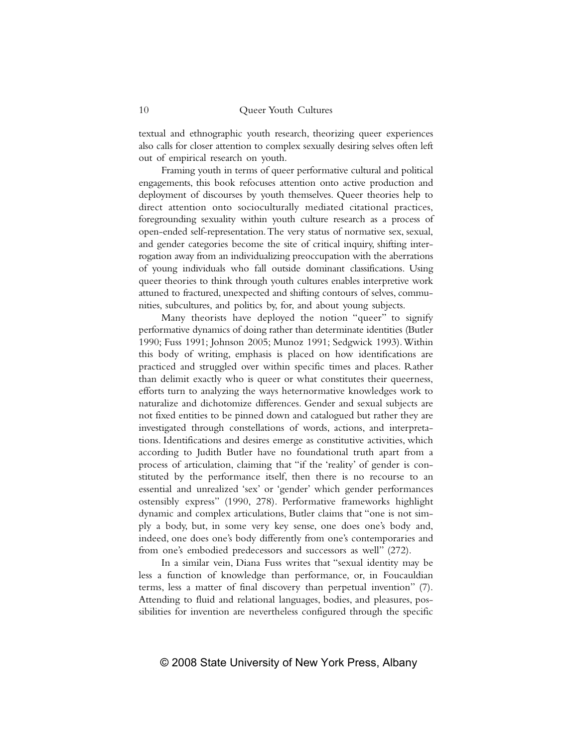textual and ethnographic youth research, theorizing queer experiences also calls for closer attention to complex sexually desiring selves often left out of empirical research on youth.

Framing youth in terms of queer performative cultural and political engagements, this book refocuses attention onto active production and deployment of discourses by youth themselves. Queer theories help to direct attention onto socioculturally mediated citational practices, foregrounding sexuality within youth culture research as a process of open-ended self-representation. The very status of normative sex, sexual, and gender categories become the site of critical inquiry, shifting interrogation away from an individualizing preoccupation with the aberrations of young individuals who fall outside dominant classifications. Using queer theories to think through youth cultures enables interpretive work attuned to fractured, unexpected and shifting contours of selves, communities, subcultures, and politics by, for, and about young subjects.

Many theorists have deployed the notion "queer" to signify performative dynamics of doing rather than determinate identities (Butler 1990; Fuss 1991; Johnson 2005; Munoz 1991; Sedgwick 1993). Within this body of writing, emphasis is placed on how identifications are practiced and struggled over within specific times and places. Rather than delimit exactly who is queer or what constitutes their queerness, efforts turn to analyzing the ways hetermormative knowledges work to naturalize and dichotomize differences. Gender and sexual subjects are not fixed entities to be pinned down and catalogued but rather they are investigated through constellations of words, actions, and interpretations. Identifications and desires emerge as constitutive activities, which according to Judith Butler have no foundational truth apart from a process of articulation, claiming that "if the 'reality' of gender is constituted by the performance itself, then there is no recourse to an essential and unrealized 'sex' or 'gender' which gender performances ostensibly express" (1990, 278). Performative frameworks highlight dynamic and complex articulations, Butler claims that "one is not simply a body, but, in some very key sense, one does one's body and, indeed, one does one's body differently from one's contemporaries and from one's embodied predecessors and successors as well" (272).

In a similar vein, Diana Fuss writes that "sexual identity may be less a function of knowledge than performance, or, in Foucauldian terms, less a matter of final discovery than perpetual invention" (7). Attending to fluid and relational languages, bodies, and pleasures, possibilities for invention are nevertheless configured through the specific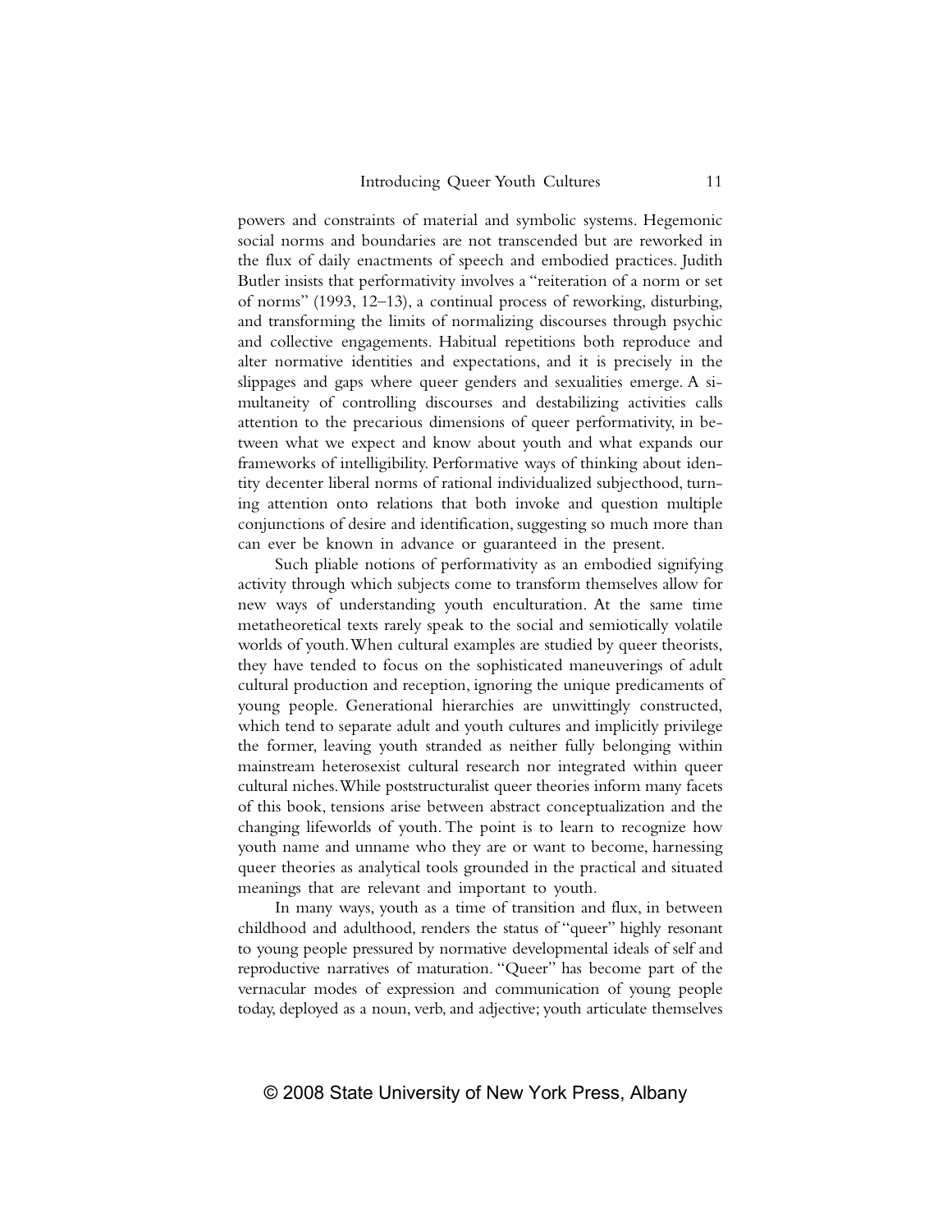powers and constraints of material and symbolic systems. Hegemonic social norms and boundaries are not transcended but are reworked in the flux of daily enactments of speech and embodied practices. Judith Butler insists that performativity involves a "reiteration of a norm or set of norms" (1993, 12–13), a continual process of reworking, disturbing, and transforming the limits of normalizing discourses through psychic and collective engagements. Habitual repetitions both reproduce and alter normative identities and expectations, and it is precisely in the slippages and gaps where queer genders and sexualities emerge. A simultaneity of controlling discourses and destabilizing activities calls attention to the precarious dimensions of queer performativity, in between what we expect and know about youth and what expands our frameworks of intelligibility. Performative ways of thinking about identity decenter liberal norms of rational individualized subjecthood, turning attention onto relations that both invoke and question multiple conjunctions of desire and identification, suggesting so much more than can ever be known in advance or guaranteed in the present.

Such pliable notions of performativity as an embodied signifying activity through which subjects come to transform themselves allow for new ways of understanding youth enculturation. At the same time metatheoretical texts rarely speak to the social and semiotically volatile worlds of youth. When cultural examples are studied by queer theorists, they have tended to focus on the sophisticated maneuverings of adult cultural production and reception, ignoring the unique predicaments of young people. Generational hierarchies are unwittingly constructed, which tend to separate adult and youth cultures and implicitly privilege the former, leaving youth stranded as neither fully belonging within mainstream heterosexist cultural research nor integrated within queer cultural niches. While poststructuralist queer theories inform many facets of this book, tensions arise between abstract conceptualization and the changing lifeworlds of youth. The point is to learn to recognize how youth name and unname who they are or want to become, harnessing queer theories as analytical tools grounded in the practical and situated meanings that are relevant and important to youth.

In many ways, youth as a time of transition and flux, in between childhood and adulthood, renders the status of "queer" highly resonant to young people pressured by normative developmental ideals of self and reproductive narratives of maturation. "Queer" has become part of the vernacular modes of expression and communication of young people today, deployed as a noun, verb, and adjective; youth articulate themselves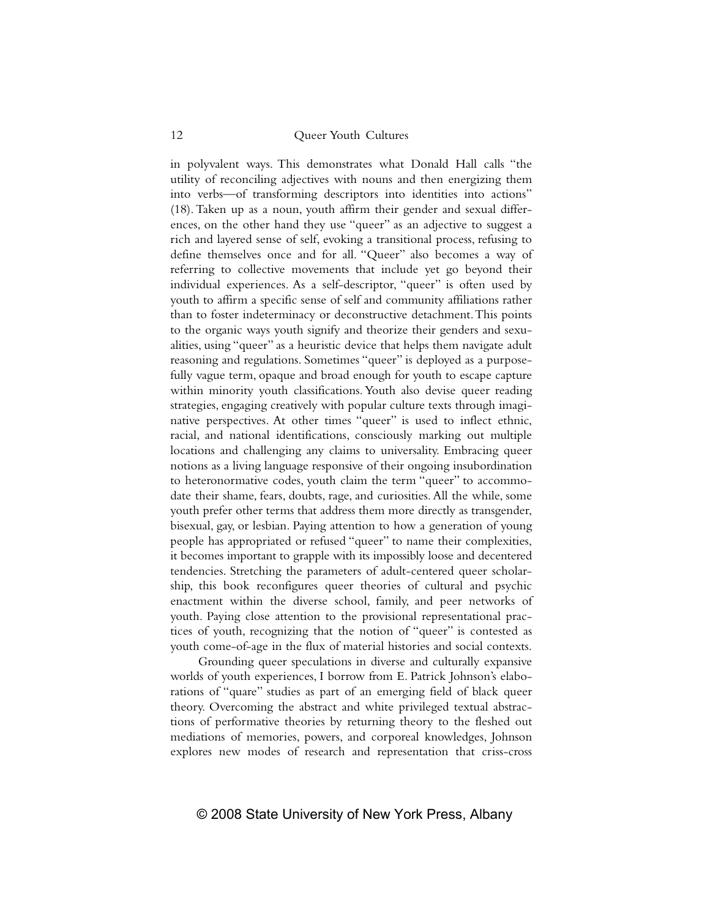in polyvalent ways. This demonstrates what Donald Hall calls "the utility of reconciling adjectives with nouns and then energizing them into verbs—of transforming descriptors into identities into actions" (18). Taken up as a noun, youth affirm their gender and sexual differences, on the other hand they use "queer" as an adjective to suggest a rich and layered sense of self, evoking a transitional process, refusing to define themselves once and for all. "Queer" also becomes a way of referring to collective movements that include yet go beyond their individual experiences. As a self-descriptor, "queer" is often used by youth to affirm a specific sense of self and community affiliations rather than to foster indeterminacy or deconstructive detachment. This points to the organic ways youth signify and theorize their genders and sexualities, using "queer" as a heuristic device that helps them navigate adult reasoning and regulations. Sometimes "queer" is deployed as a purposefully vague term, opaque and broad enough for youth to escape capture within minority youth classifications. Youth also devise queer reading strategies, engaging creatively with popular culture texts through imaginative perspectives. At other times "queer" is used to inflect ethnic, racial, and national identifications, consciously marking out multiple locations and challenging any claims to universality. Embracing queer notions as a living language responsive of their ongoing insubordination to heteronormative codes, youth claim the term "queer" to accommodate their shame, fears, doubts, rage, and curiosities. All the while, some youth prefer other terms that address them more directly as transgender, bisexual, gay, or lesbian. Paying attention to how a generation of young people has appropriated or refused "queer" to name their complexities, it becomes important to grapple with its impossibly loose and decentered tendencies. Stretching the parameters of adult-centered queer scholarship, this book reconfigures queer theories of cultural and psychic enactment within the diverse school, family, and peer networks of youth. Paying close attention to the provisional representational practices of youth, recognizing that the notion of "queer" is contested as youth come-of-age in the flux of material histories and social contexts.

Grounding queer speculations in diverse and culturally expansive worlds of youth experiences, I borrow from E. Patrick Johnson's elaborations of "quare" studies as part of an emerging field of black queer theory. Overcoming the abstract and white privileged textual abstractions of performative theories by returning theory to the fleshed out mediations of memories, powers, and corporeal knowledges, Johnson explores new modes of research and representation that criss-cross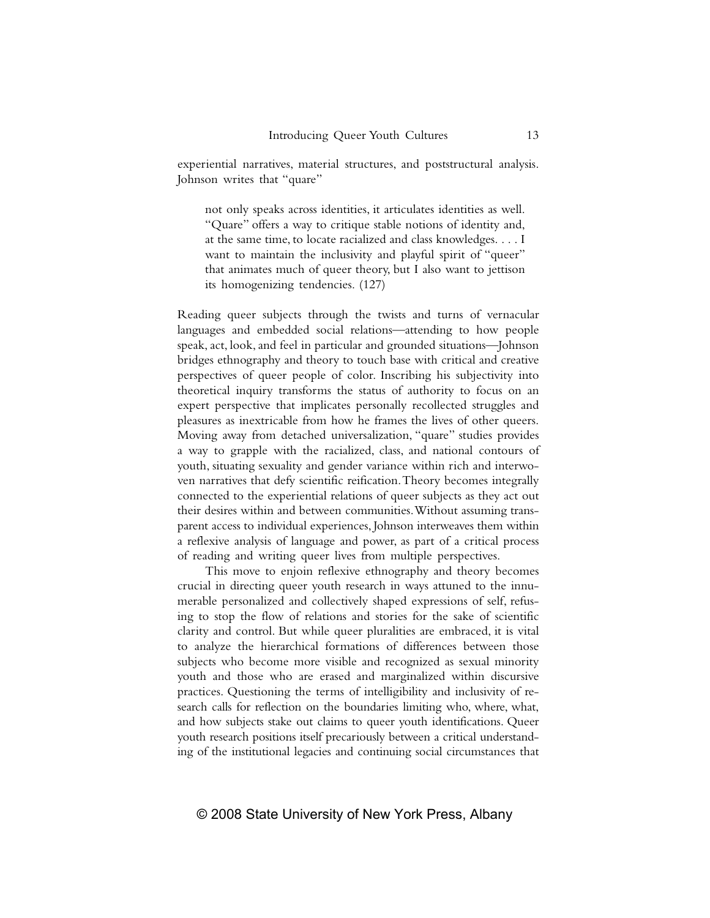experiential narratives, material structures, and poststructural analysis. Johnson writes that "quare"

> not only speaks across identities, it articulates identities as well. "Quare" offers a way to critique stable notions of identity and, at the same time, to locate racialized and class knowledges. . . . I want to maintain the inclusivity and playful spirit of "queer" that animates much of queer theory, but I also want to jettison its homogenizing tendencies. (127)

Reading queer subjects through the twists and turns of vernacular languages and embedded social relations—attending to how people speak, act, look, and feel in particular and grounded situations—Johnson bridges ethnography and theory to touch base with critical and creative perspectives of queer people of color. Inscribing his subjectivity into theoretical inquiry transforms the status of authority to focus on an expert perspective that implicates personally recollected struggles and pleasures as inextricable from how he frames the lives of other queers. Moving away from detached universalization, "quare" studies provides a way to grapple with the racialized, class, and national contours of youth, situating sexuality and gender variance within rich and interwoven narratives that defy scientific reification. Theory becomes integrally connected to the experiential relations of queer subjects as they act out their desires within and between communities. Without assuming transparent access to individual experiences, Johnson interweaves them within a reflexive analysis of language and power, as part of a critical process of reading and writing queer lives from multiple perspectives.

This move to enjoin reflexive ethnography and theory becomes crucial in directing queer youth research in ways attuned to the innumerable personalized and collectively shaped expressions of self, refusing to stop the flow of relations and stories for the sake of scientific clarity and control. But while queer pluralities are embraced, it is vital to analyze the hierarchical formations of differences between those subjects who become more visible and recognized as sexual minority youth and those who are erased and marginalized within discursive practices. Questioning the terms of intelligibility and inclusivity of research calls for reflection on the boundaries limiting who, where, what, and how subjects stake out claims to queer youth identifications. Queer youth research positions itself precariously between a critical understanding of the institutional legacies and continuing social circumstances that

© 2008 State University of New York Press, Albany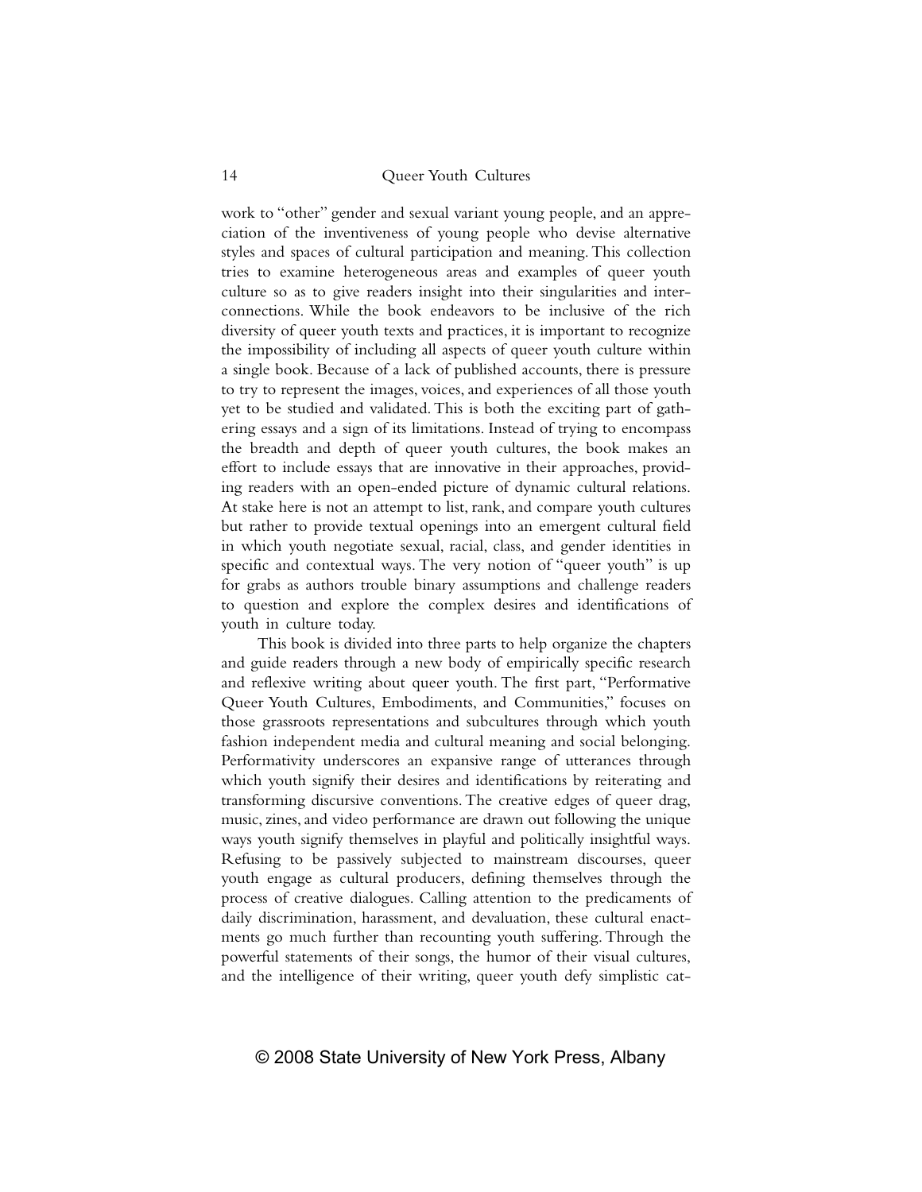work to "other" gender and sexual variant young people, and an appreciation of the inventiveness of young people who devise alternative styles and spaces of cultural participation and meaning. This collection tries to examine heterogeneous areas and examples of queer youth culture so as to give readers insight into their singularities and interconnections. While the book endeavors to be inclusive of the rich diversity of queer youth texts and practices, it is important to recognize the impossibility of including all aspects of queer youth culture within a single book. Because of a lack of published accounts, there is pressure to try to represent the images, voices, and experiences of all those youth yet to be studied and validated. This is both the exciting part of gathering essays and a sign of its limitations. Instead of trying to encompass the breadth and depth of queer youth cultures, the book makes an effort to include essays that are innovative in their approaches, providing readers with an open-ended picture of dynamic cultural relations. At stake here is not an attempt to list, rank, and compare youth cultures but rather to provide textual openings into an emergent cultural field in which youth negotiate sexual, racial, class, and gender identities in specific and contextual ways. The very notion of "queer youth" is up for grabs as authors trouble binary assumptions and challenge readers to question and explore the complex desires and identifications of youth in culture today.

This book is divided into three parts to help organize the chapters and guide readers through a new body of empirically specific research and reflexive writing about queer youth. The first part, "Performative Queer Youth Cultures, Embodiments, and Communities," focuses on those grassroots representations and subcultures through which youth fashion independent media and cultural meaning and social belonging. Performativity underscores an expansive range of utterances through which youth signify their desires and identifications by reiterating and transforming discursive conventions. The creative edges of queer drag, music, zines, and video performance are drawn out following the unique ways youth signify themselves in playful and politically insightful ways. Refusing to be passively subjected to mainstream discourses, queer youth engage as cultural producers, defining themselves through the process of creative dialogues. Calling attention to the predicaments of daily discrimination, harassment, and devaluation, these cultural enactments go much further than recounting youth suffering. Through the powerful statements of their songs, the humor of their visual cultures, and the intelligence of their writing, queer youth defy simplistic cat-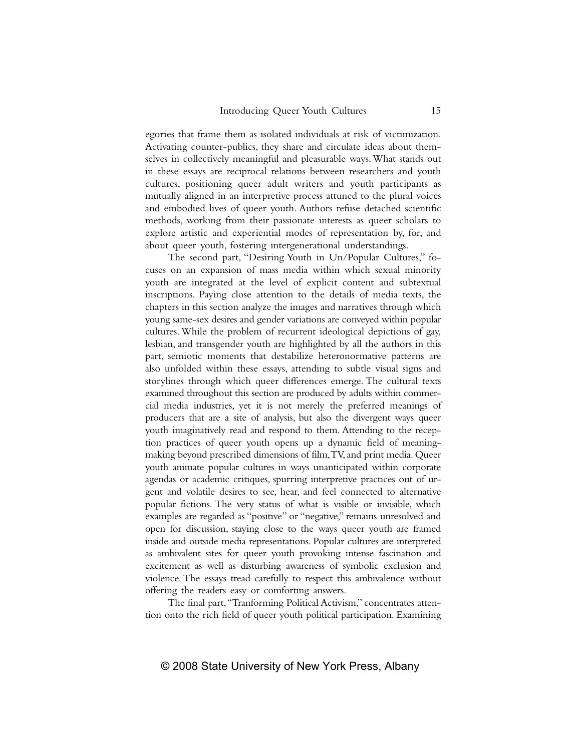egories that frame them as isolated individuals at risk of victimization. Activating counter-publics, they share and circulate ideas about themselves in collectively meaningful and pleasurable ways. What stands out in these essays are reciprocal relations between researchers and youth cultures, positioning queer adult writers and youth participants as mutually aligned in an interpretive process attuned to the plural voices and embodied lives of queer youth. Authors refuse detached scientific methods, working from their passionate interests as queer scholars to explore artistic and experiential modes of representation by, for, and about queer youth, fostering intergenerational understandings.

The second part, "Desiring Youth in Un/Popular Cultures," focuses on an expansion of mass media within which sexual minority youth are integrated at the level of explicit content and subtextual inscriptions. Paying close attention to the details of media texts, the chapters in this section analyze the images and narratives through which young same-sex desires and gender variations are conveyed within popular cultures. While the problem of recurrent ideological depictions of gay, lesbian, and transgender youth are highlighted by all the authors in this part, semiotic moments that destabilize heteronormative patterns are also unfolded within these essays, attending to subtle visual signs and storylines through which queer differences emerge. The cultural texts examined throughout this section are produced by adults within commercial media industries, yet it is not merely the preferred meanings of producers that are a site of analysis, but also the divergent ways queer youth imaginatively read and respond to them. Attending to the reception practices of queer youth opens up a dynamic field of meaning-making beyond prescribed dimensions of film, TV, and print media. Queer youth animate popular cultures in ways unanticipated within corporate agendas or academic critiques, spurring interpretive practices out of urgent and volatile desires to see, hear, and feel connected to alternative popular fictions. The very status of what is visible or invisible, which examples are regarded as "positive" or "negative," remains unresolved and open for discussion, staying close to the ways queer youth are framed inside and outside media representations. Popular cultures are interpreted as ambivalent sites for queer youth provoking intense fascination and excitement as well as disturbing awareness of symbolic exclusion and violence. The essays tread carefully to respect this ambivalence without offering the readers easy or comforting answers.

The final part, "Tranforming Political Activism," concentrates attention onto the rich field of queer youth political participation. Examining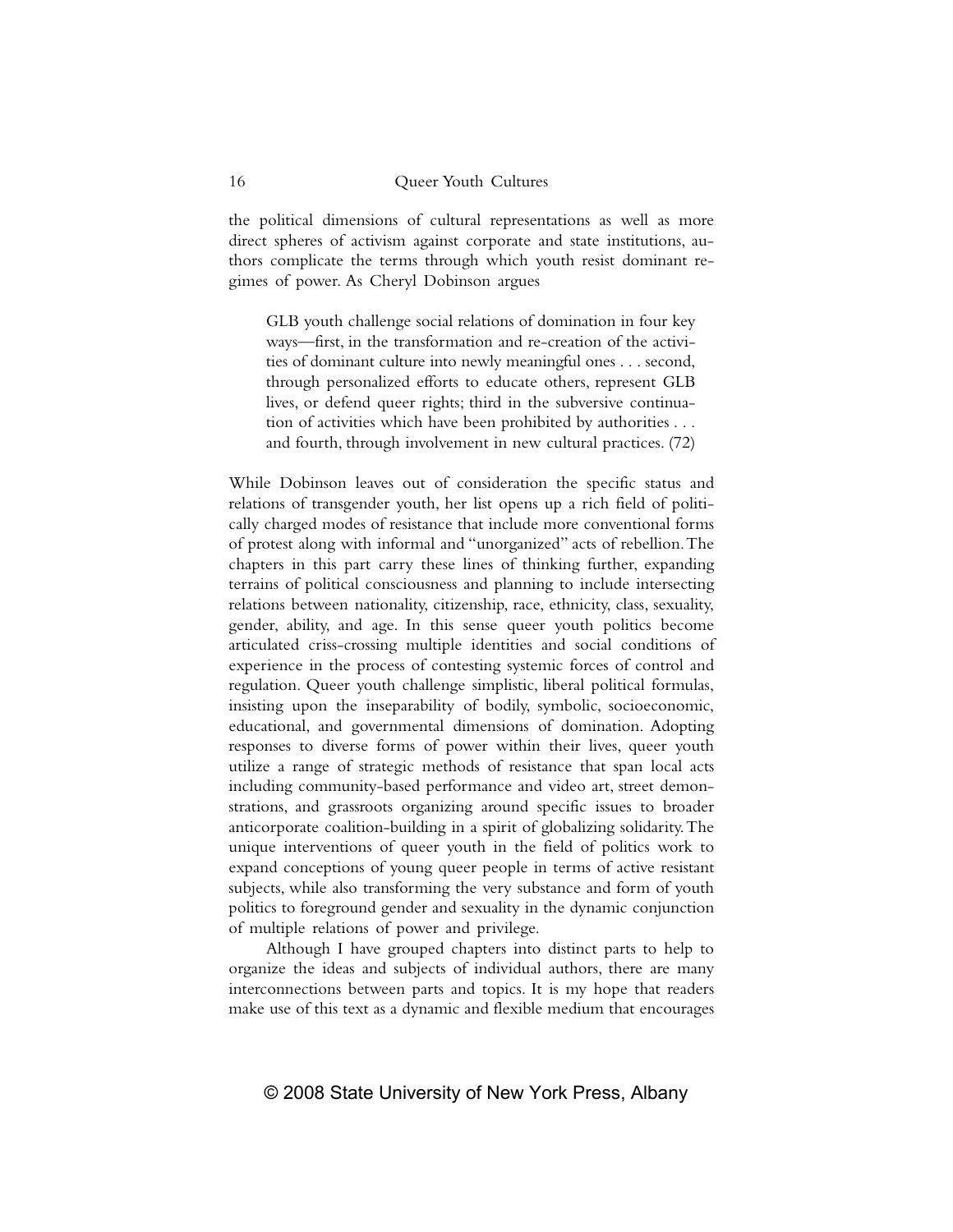the political dimensions of cultural representations as well as more direct spheres of activism against corporate and state institutions, authors complicate the terms through which youth resist dominant regimes of power. As Cheryl Dobinson argues

> GLB youth challenge social relations of domination in four key ways—first, in the transformation and re-creation of the activities of dominant culture into newly meaningful ones . . . second, through personalized efforts to educate others, represent GLB lives, or defend queer rights; third in the subversive continuation of activities which have been prohibited by authorities . . . and fourth, through involvement in new cultural practices. (72)

While Dobinson leaves out of consideration the specific status and relations of transgender youth, her list opens up a rich field of politically charged modes of resistance that include more conventional forms of protest along with informal and "unorganized" acts of rebellion. The chapters in this part carry these lines of thinking further, expanding terrains of political consciousness and planning to include intersecting relations between nationality, citizenship, race, ethnicity, class, sexuality, gender, ability, and age. In this sense queer youth politics become articulated criss-crossing multiple identities and social conditions of experience in the process of contesting systemic forces of control and regulation. Queer youth challenge simplistic, liberal political formulas, insisting upon the inseparability of bodily, symbolic, socioeconomic, educational, and governmental dimensions of domination. Adopting responses to diverse forms of power within their lives, queer youth utilize a range of strategic methods of resistance that span local acts including community-based performance and video art, street demonstrations, and grassroots organizing around specific issues to broader anticorporate coalition-building in a spirit of globalizing solidarity. The unique interventions of queer youth in the field of politics work to expand conceptions of young queer people in terms of active resistant subjects, while also transforming the very substance and form of youth politics to foreground gender and sexuality in the dynamic conjunction of multiple relations of power and privilege.

Although I have grouped chapters into distinct parts to help to organize the ideas and subjects of individual authors, there are many interconnections between parts and topics. It is my hope that readers make use of this text as a dynamic and flexible medium that encourages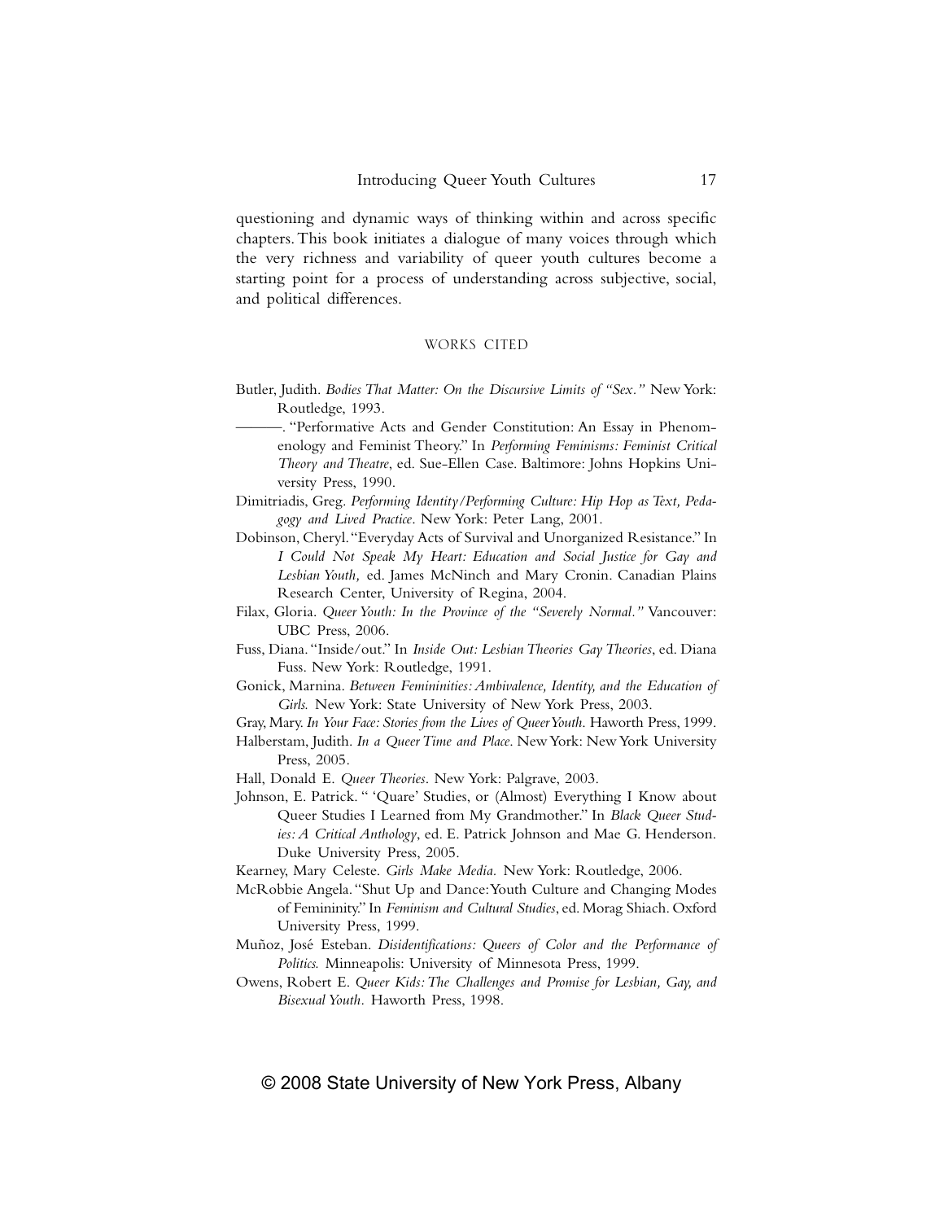questioning and dynamic ways of thinking within and across specific chapters. This book initiates a dialogue of many voices through which the very richness and variability of queer youth cultures become a starting point for a process of understanding across subjective, social, and political differences.

## WORKS CITED

Butler, Judith. *Bodies That Matter: On the Discursive Limits of "Sex."* New York: Routledge, 1993.

———. "Performative Acts and Gender Constitution: An Essay in Phenomenology and Feminist Theory." In *Performing Feminisms: Feminist Critical Theory and Theatre*, ed. Sue-Ellen Case. Baltimore: Johns Hopkins University Press, 1990.

Dimitriadis, Greg. *Performing Identity/Performing Culture: Hip Hop as Text, Pedagogy and Lived Practice*. New York: Peter Lang, 2001.

Dobinson, Cheryl. "Everyday Acts of Survival and Unorganized Resistance." In *I Could Not Speak My Heart: Education and Social Justice for Gay and Lesbian Youth,* ed. James McNinch and Mary Cronin. Canadian Plains Research Center, University of Regina, 2004.

Filax, Gloria. *Queer Youth: In the Province of the "Severely Normal."* Vancouver: UBC Press, 2006.

Fuss, Diana. "Inside/out." In *Inside Out: Lesbian Theories Gay Theories*, ed. Diana Fuss. New York: Routledge, 1991.

Gonick, Marnina. *Between Femininities: Ambivalence, Identity, and the Education of Girls.* New York: State University of New York Press, 2003.

Gray, Mary. *In Your Face: Stories from the Lives of Queer Youth*. Haworth Press, 1999.

Halberstam, Judith. *In a Queer Time and Place*. New York: New York University Press, 2005.

Hall, Donald E. *Queer Theories*. New York: Palgrave, 2003.

Johnson, E. Patrick. " 'Quare' Studies, or (Almost) Everything I Know about Queer Studies I Learned from My Grandmother." In *Black Queer Studies: A Critical Anthology*, ed. E. Patrick Johnson and Mae G. Henderson. Duke University Press, 2005.

Kearney, Mary Celeste. *Girls Make Media.* New York: Routledge, 2006.

McRobbie Angela. "Shut Up and Dance: Youth Culture and Changing Modes of Femininity." In *Feminism and Cultural Studies*, ed. Morag Shiach. Oxford University Press, 1999.

Muñoz, José Esteban. *Disidentifications: Queers of Color and the Performance of Politics.* Minneapolis: University of Minnesota Press, 1999.

Owens, Robert E. *Queer Kids: The Challenges and Promise for Lesbian, Gay, and Bisexual Youth*. Haworth Press, 1998.

© 2008 State University of New York Press, Albany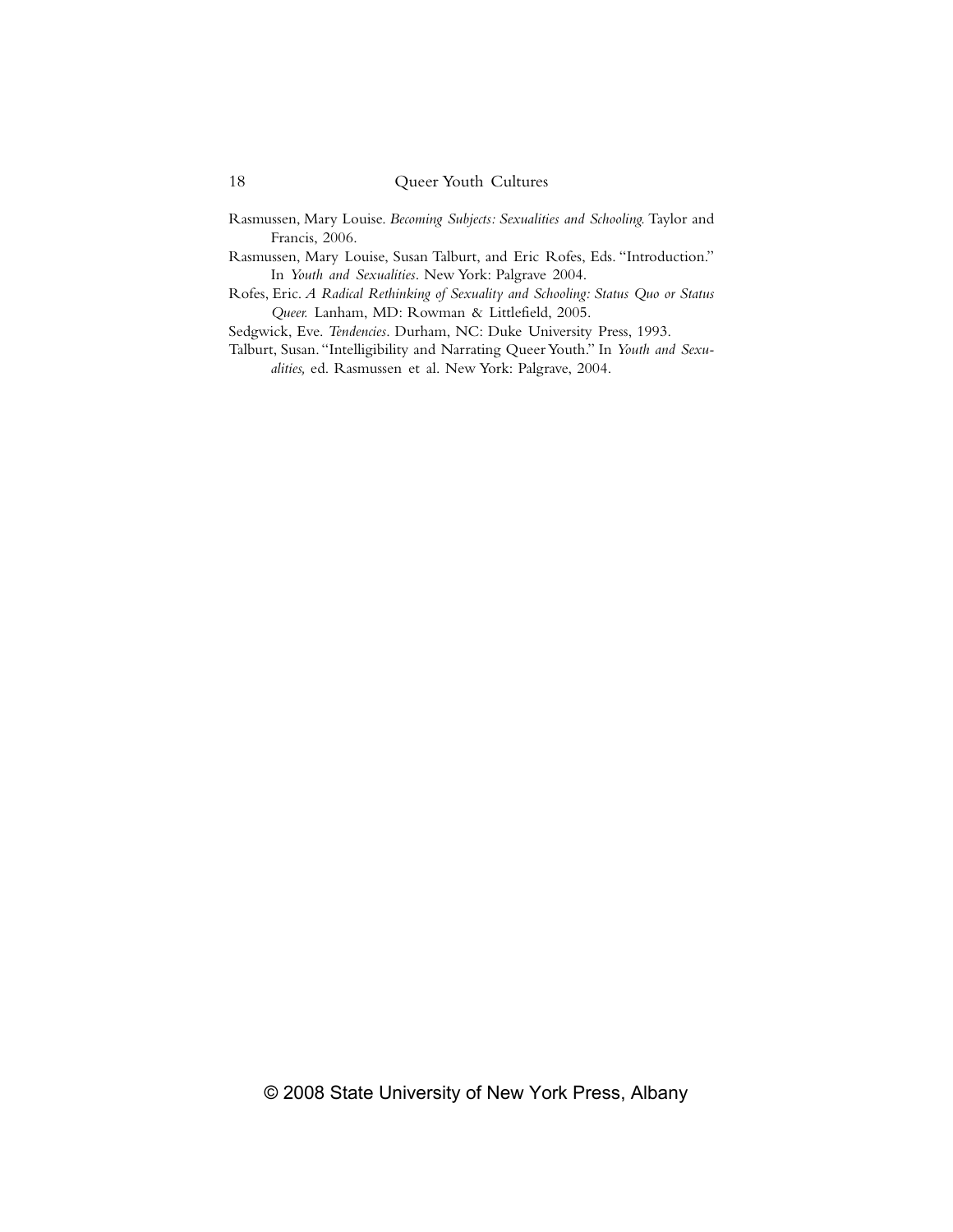Rasmussen, Mary Louise. *Becoming Subjects: Sexualities and Schooling.* Taylor and Francis, 2006.

Rasmussen, Mary Louise, Susan Talburt, and Eric Rofes, Eds. "Introduction." In *Youth and Sexualities*. New York: Palgrave 2004.

Rofes, Eric. *A Radical Rethinking of Sexuality and Schooling: Status Quo or Status Queer.* Lanham, MD: Rowman & Littlefield, 2005.

Sedgwick, Eve. *Tendencies*. Durham, NC: Duke University Press, 1993.

Talburt, Susan. "Intelligibility and Narrating Queer Youth." In *Youth and Sexualities,* ed. Rasmussen et al. New York: Palgrave, 2004.

© 2008 State University of New York Press, Albany